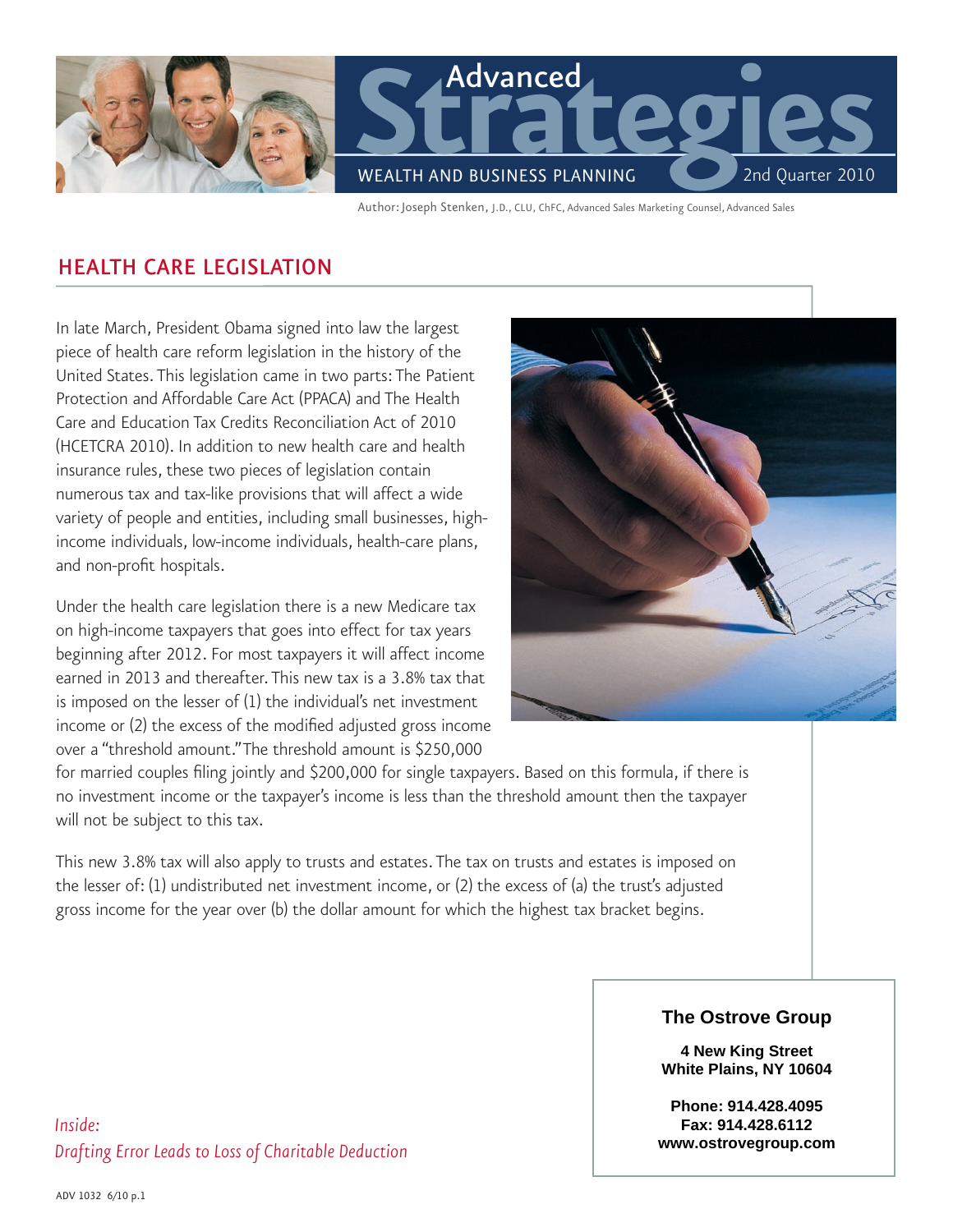# Advanced Strategies

WEALTH AND BUSINESS PLANNING

2nd Quarter 2010

Author: Joseph Stenken, J.D., CLU, ChFC, Advanced Sales Marketing Counsel, Advanced Sales

## HEALTH CARE LEGISLATION

In late March, President Obama signed into law the largest piece of health care reform legislation in the history of the United States. This legislation came in two parts: The Patient Protection and Affordable Care Act (PPACA) and The Health Care and Education Tax Credits Reconciliation Act of 2010 (HCETCRA 2010). In addition to new health care and health insurance rules, these two pieces of legislation contain numerous tax and tax-like provisions that will affect a wide variety of people and entities, including small businesses, high-income individuals, low-income individuals, health-care plans, and non-profit hospitals.

Under the health care legislation there is a new Medicare tax on high-income taxpayers that goes into effect for tax years beginning after 2012. For most taxpayers it will affect income earned in 2013 and thereafter. This new tax is a 3.8% tax that is imposed on the lesser of (1) the individual's net investment income or (2) the excess of the modified adjusted gross income over a "threshold amount." The threshold amount is $250,000 for married couples filing jointly and $200,000 for single taxpayers. Based on this formula, if there is no investment income or the taxpayer's income is less than the threshold amount then the taxpayer will not be subject to this tax.

This new 3.8% tax will also apply to trusts and estates. The tax on trusts and estates is imposed on the lesser of: (1) undistributed net investment income, or (2) the excess of (a) the trust's adjusted gross income for the year over (b) the dollar amount for which the highest tax bracket begins.

**The Ostrove Group**

**4 New King Street**
**White Plains, NY 10604**

**Phone: 914.428.4095**
**Fax: 914.428.6112**
**www.ostrovegroup.com**

*Inside:*
*Drafting Error Leads to Loss of Charitable Deduction*

ADV 1032 6/10 p.1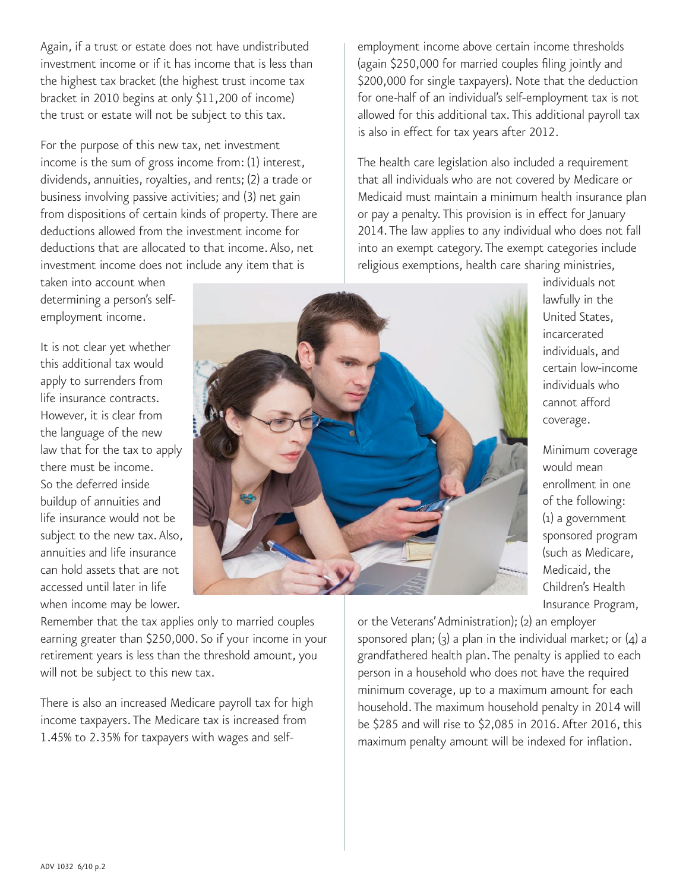Again, if a trust or estate does not have undistributed investment income or if it has income that is less than the highest tax bracket (the highest trust income tax bracket in 2010 begins at only $11,200 of income) the trust or estate will not be subject to this tax.

For the purpose of this new tax, net investment income is the sum of gross income from: (1) interest, dividends, annuities, royalties, and rents; (2) a trade or business involving passive activities; and (3) net gain from dispositions of certain kinds of property. There are deductions allowed from the investment income for deductions that are allocated to that income. Also, net investment income does not include any item that is taken into account when determining a person's self-employment income.

It is not clear yet whether this additional tax would apply to surrenders from life insurance contracts. However, it is clear from the language of the new law that for the tax to apply there must be income. So the deferred inside buildup of annuities and life insurance would not be subject to the new tax. Also, annuities and life insurance can hold assets that are not accessed until later in life when income may be lower. Remember that the tax applies only to married couples earning greater than $250,000. So if your income in your retirement years is less than the threshold amount, you will not be subject to this new tax.

There is also an increased Medicare payroll tax for high income taxpayers. The Medicare tax is increased from 1.45% to 2.35% for taxpayers with wages and self-employment income above certain income thresholds (again $250,000 for married couples filing jointly and $200,000 for single taxpayers). Note that the deduction for one-half of an individual's self-employment tax is not allowed for this additional tax. This additional payroll tax is also in effect for tax years after 2012.

The health care legislation also included a requirement that all individuals who are not covered by Medicare or Medicaid must maintain a minimum health insurance plan or pay a penalty. This provision is in effect for January 2014. The law applies to any individual who does not fall into an exempt category. The exempt categories include religious exemptions, health care sharing ministries, individuals not lawfully in the United States, incarcerated individuals, and certain low-income individuals who cannot afford coverage.

Minimum coverage would mean enrollment in one of the following: (1) a government sponsored program (such as Medicare, Medicaid, the Children's Health Insurance Program, or the Veterans' Administration); (2) an employer sponsored plan; (3) a plan in the individual market; or (4) a grandfathered health plan. The penalty is applied to each person in a household who does not have the required minimum coverage, up to a maximum amount for each household. The maximum household penalty in 2014 will be $285 and will rise to $2,085 in 2016. After 2016, this maximum penalty amount will be indexed for inflation.

ADV 1032 6/10 p.2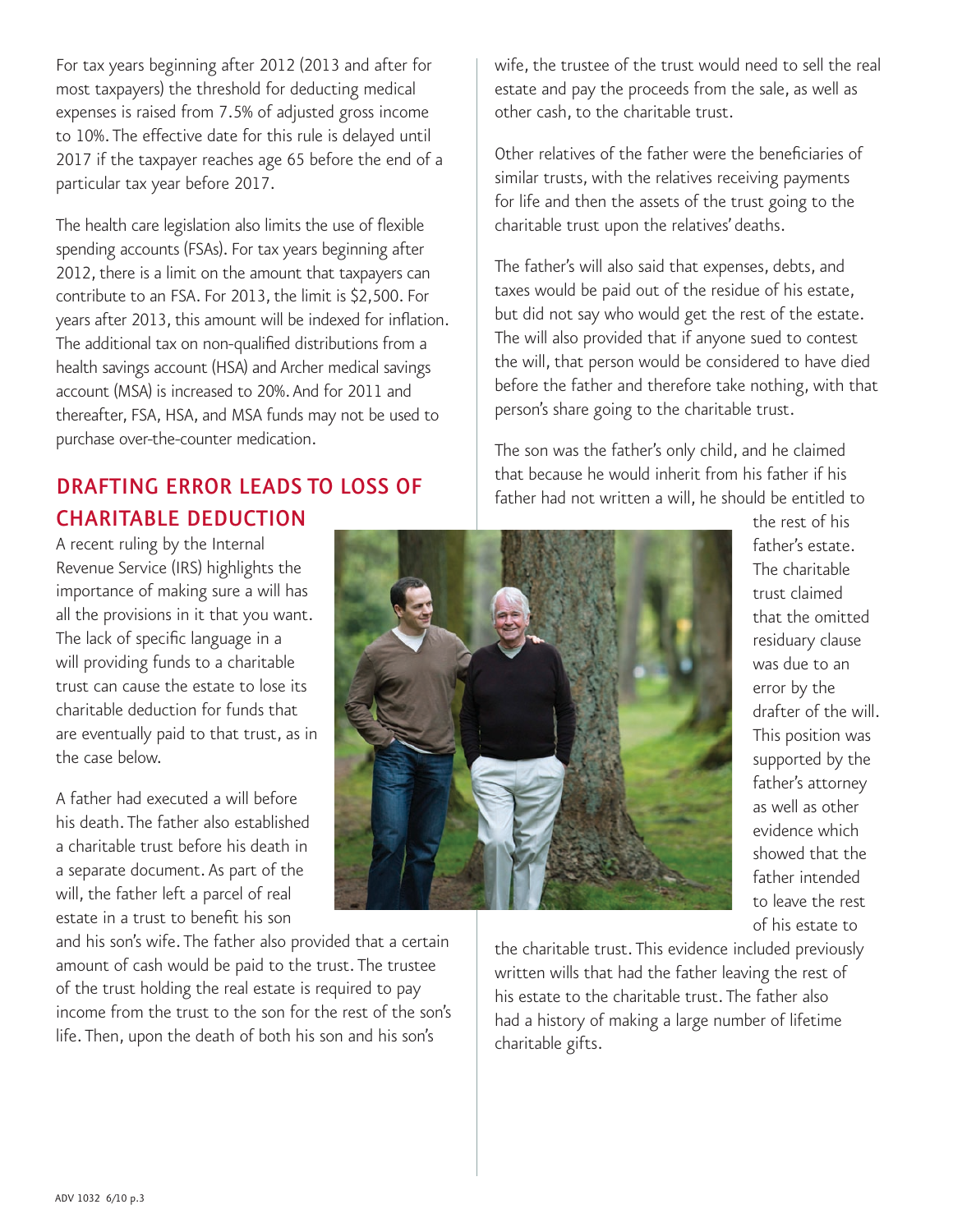For tax years beginning after 2012 (2013 and after for most taxpayers) the threshold for deducting medical expenses is raised from 7.5% of adjusted gross income to 10%. The effective date for this rule is delayed until 2017 if the taxpayer reaches age 65 before the end of a particular tax year before 2017.

The health care legislation also limits the use of flexible spending accounts (FSAs). For tax years beginning after 2012, there is a limit on the amount that taxpayers can contribute to an FSA. For 2013, the limit is $2,500. For years after 2013, this amount will be indexed for inflation. The additional tax on non-qualified distributions from a health savings account (HSA) and Archer medical savings account (MSA) is increased to 20%. And for 2011 and thereafter, FSA, HSA, and MSA funds may not be used to purchase over-the-counter medication.

## DRAFTING ERROR LEADS TO LOSS OF CHARITABLE DEDUCTION

A recent ruling by the Internal Revenue Service (IRS) highlights the importance of making sure a will has all the provisions in it that you want. The lack of specific language in a will providing funds to a charitable trust can cause the estate to lose its charitable deduction for funds that are eventually paid to that trust, as in the case below.

A father had executed a will before his death. The father also established a charitable trust before his death in a separate document. As part of the will, the father left a parcel of real estate in a trust to benefit his son and his son's wife. The father also provided that a certain amount of cash would be paid to the trust. The trustee of the trust holding the real estate is required to pay income from the trust to the son for the rest of the son's life. Then, upon the death of both his son and his son's wife, the trustee of the trust would need to sell the real estate and pay the proceeds from the sale, as well as other cash, to the charitable trust.

Other relatives of the father were the beneficiaries of similar trusts, with the relatives receiving payments for life and then the assets of the trust going to the charitable trust upon the relatives' deaths.

The father's will also said that expenses, debts, and taxes would be paid out of the residue of his estate, but did not say who would get the rest of the estate. The will also provided that if anyone sued to contest the will, that person would be considered to have died before the father and therefore take nothing, with that person's share going to the charitable trust.

The son was the father's only child, and he claimed that because he would inherit from his father if his father had not written a will, he should be entitled to the rest of his father's estate. The charitable trust claimed that the omitted residuary clause was due to an error by the drafter of the will. This position was supported by the father's attorney as well as other evidence which showed that the father intended to leave the rest of his estate to the charitable trust. This evidence included previously written wills that had the father leaving the rest of his estate to the charitable trust. The father also had a history of making a large number of lifetime charitable gifts.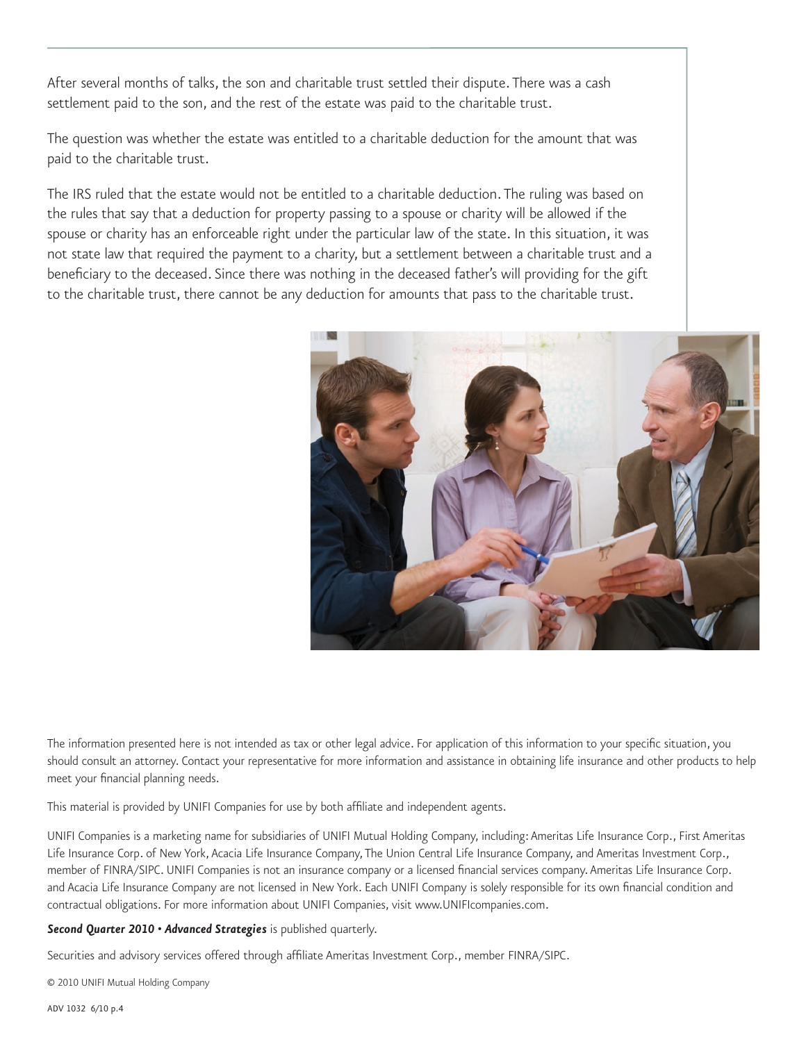After several months of talks, the son and charitable trust settled their dispute. There was a cash settlement paid to the son, and the rest of the estate was paid to the charitable trust.

The question was whether the estate was entitled to a charitable deduction for the amount that was paid to the charitable trust.

The IRS ruled that the estate would not be entitled to a charitable deduction. The ruling was based on the rules that say that a deduction for property passing to a spouse or charity will be allowed if the spouse or charity has an enforceable right under the particular law of the state. In this situation, it was not state law that required the payment to a charity, but a settlement between a charitable trust and a beneficiary to the deceased. Since there was nothing in the deceased father's will providing for the gift to the charitable trust, there cannot be any deduction for amounts that pass to the charitable trust.

The information presented here is not intended as tax or other legal advice. For application of this information to your specific situation, you should consult an attorney. Contact your representative for more information and assistance in obtaining life insurance and other products to help meet your financial planning needs.

This material is provided by UNIFI Companies for use by both affiliate and independent agents.

UNIFI Companies is a marketing name for subsidiaries of UNIFI Mutual Holding Company, including: Ameritas Life Insurance Corp., First Ameritas Life Insurance Corp. of New York, Acacia Life Insurance Company, The Union Central Life Insurance Company, and Ameritas Investment Corp., member of FINRA/SIPC. UNIFI Companies is not an insurance company or a licensed financial services company. Ameritas Life Insurance Corp. and Acacia Life Insurance Company are not licensed in New York. Each UNIFI Company is solely responsible for its own financial condition and contractual obligations. For more information about UNIFI Companies, visit www.UNIFIcompanies.com.

***Second Quarter 2010 • Advanced Strategies*** is published quarterly.

Securities and advisory services offered through affiliate Ameritas Investment Corp., member FINRA/SIPC.

© 2010 UNIFI Mutual Holding Company

ADV 1032 6/10 p.4